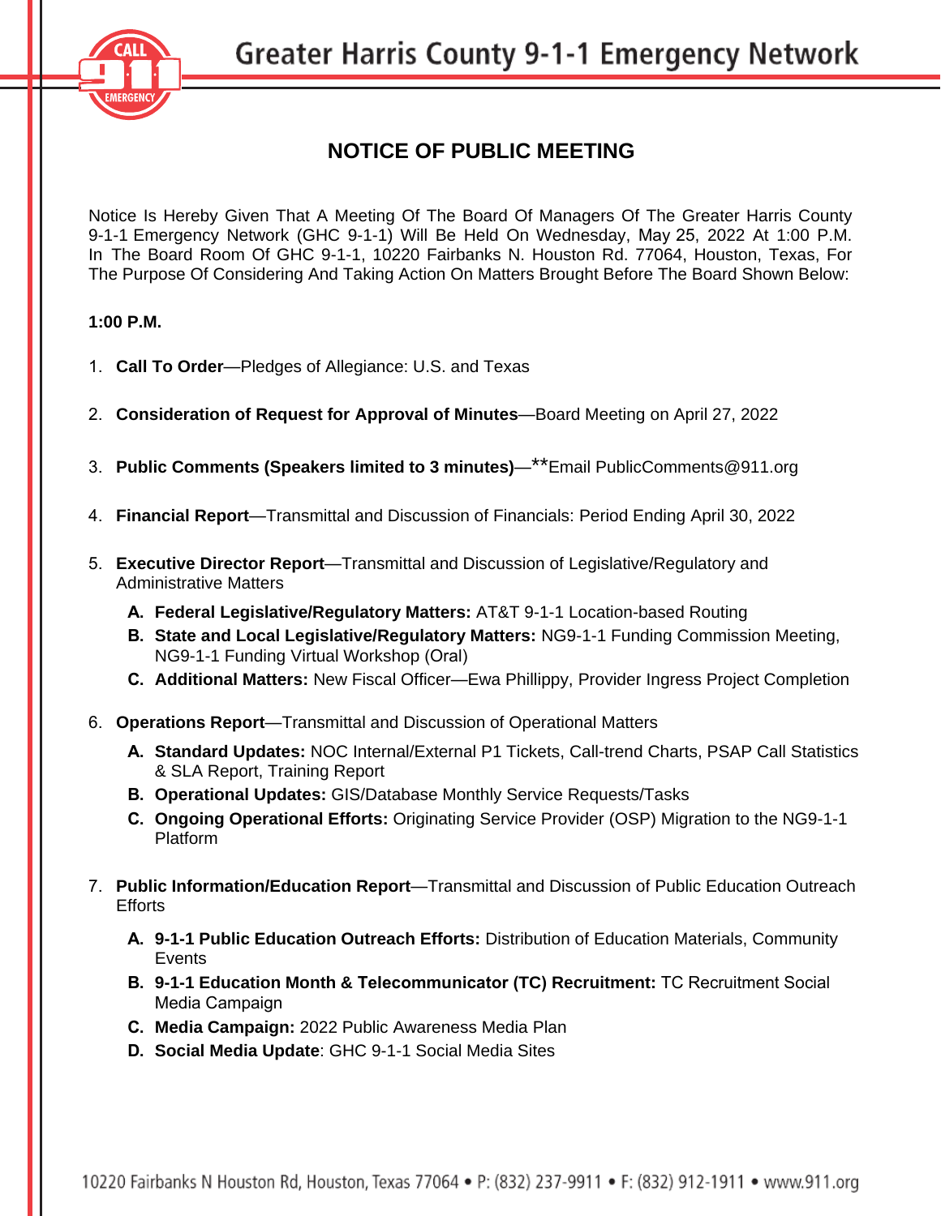# Greater Harris County 9-1-1 Emergency Network

## NOTICE OF PUBLIC MEETING

Notice Is Hereby Given That A Meeting Of The Board Of Managers Of The Greater Harris County 9-1-1 Emergency Network (GHC 9-1-1) Will Be Held On Wednesday, May 25, 2022 At 1:00 P.M. In The Board Room Of GHC 9-1-1, 10220 Fairbanks N. Houston Rd. 77064, Houston, Texas, For The Purpose Of Considering And Taking Action On Matters Brought Before The Board Shown Below:

**1:00 P.M.**

1. **Call To Order**—Pledges of Allegiance: U.S. and Texas

2. **Consideration of Request for Approval of Minutes**—Board Meeting on April 27, 2022

3. **Public Comments (Speakers limited to 3 minutes)**—**Email PublicComments@911.org

4. **Financial Report**—Transmittal and Discussion of Financials: Period Ending April 30, 2022

5. **Executive Director Report**—Transmittal and Discussion of Legislative/Regulatory and Administrative Matters
   - **A. Federal Legislative/Regulatory Matters:** AT&T 9-1-1 Location-based Routing
   - **B. State and Local Legislative/Regulatory Matters:** NG9-1-1 Funding Commission Meeting, NG9-1-1 Funding Virtual Workshop (Oral)
   - **C. Additional Matters:** New Fiscal Officer—Ewa Phillippy, Provider Ingress Project Completion

6. **Operations Report**—Transmittal and Discussion of Operational Matters
   - **A. Standard Updates:** NOC Internal/External P1 Tickets, Call-trend Charts, PSAP Call Statistics & SLA Report, Training Report
   - **B. Operational Updates:** GIS/Database Monthly Service Requests/Tasks
   - **C. Ongoing Operational Efforts:** Originating Service Provider (OSP) Migration to the NG9-1-1 Platform

7. **Public Information/Education Report**—Transmittal and Discussion of Public Education Outreach Efforts
   - **A. 9-1-1 Public Education Outreach Efforts:** Distribution of Education Materials, Community Events
   - **B. 9-1-1 Education Month & Telecommunicator (TC) Recruitment:** TC Recruitment Social Media Campaign
   - **C. Media Campaign:** 2022 Public Awareness Media Plan
   - **D. Social Media Update**: GHC 9-1-1 Social Media Sites

10220 Fairbanks N Houston Rd, Houston, Texas 77064 • P: (832) 237-9911 • F: (832) 912-1911 • www.911.org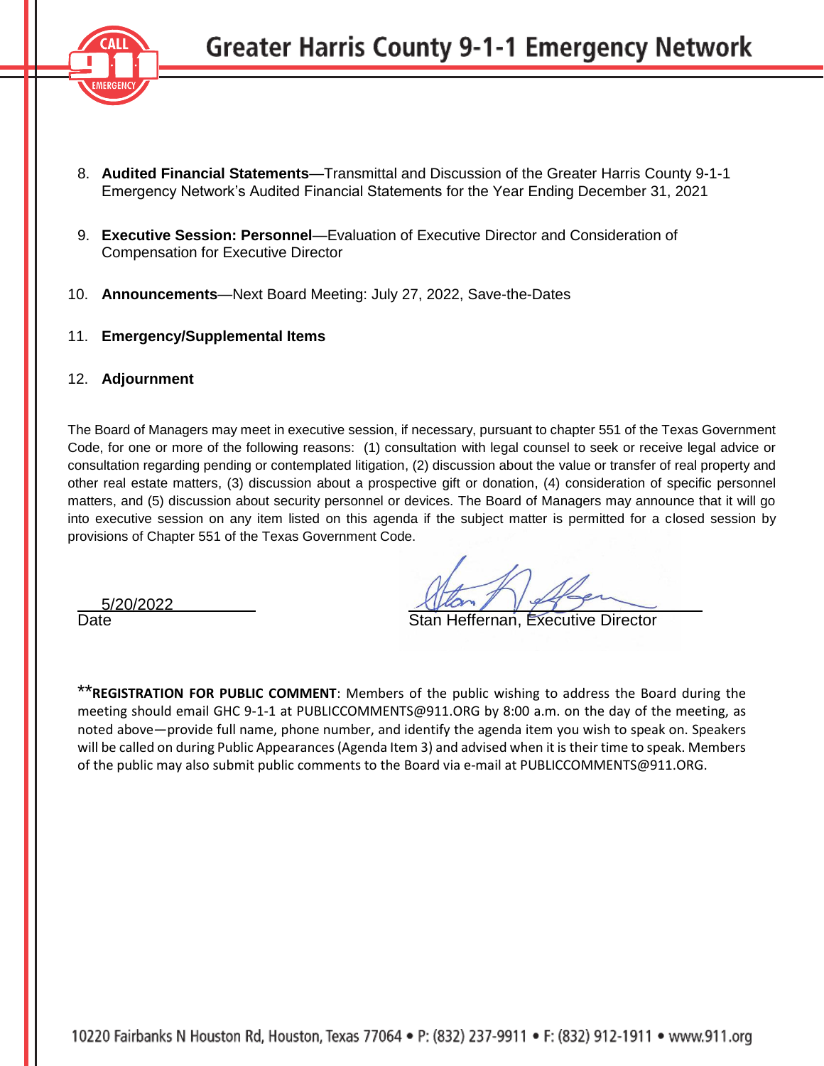8. **Audited Financial Statements**—Transmittal and Discussion of the Greater Harris County 9-1-1 Emergency Network's Audited Financial Statements for the Year Ending December 31, 2021

9. **Executive Session: Personnel**—Evaluation of Executive Director and Consideration of Compensation for Executive Director

10. **Announcements**—Next Board Meeting: July 27, 2022, Save-the-Dates

11. **Emergency/Supplemental Items**

12. **Adjournment**

The Board of Managers may meet in executive session, if necessary, pursuant to chapter 551 of the Texas Government Code, for one or more of the following reasons: (1) consultation with legal counsel to seek or receive legal advice or consultation regarding pending or contemplated litigation, (2) discussion about the value or transfer of real property and other real estate matters, (3) discussion about a prospective gift or donation, (4) consideration of specific personnel matters, and (5) discussion about security personnel or devices. The Board of Managers may announce that it will go into executive session on any item listed on this agenda if the subject matter is permitted for a closed session by provisions of Chapter 551 of the Texas Government Code.

5/20/2022
Date

Stan Heffernan, Executive Director

**\*\*REGISTRATION FOR PUBLIC COMMENT**: Members of the public wishing to address the Board during the meeting should email GHC 9-1-1 at PUBLICCOMMENTS@911.ORG by 8:00 a.m. on the day of the meeting, as noted above—provide full name, phone number, and identify the agenda item you wish to speak on. Speakers will be called on during Public Appearances (Agenda Item 3) and advised when it is their time to speak. Members of the public may also submit public comments to the Board via e-mail at PUBLICCOMMENTS@911.ORG.